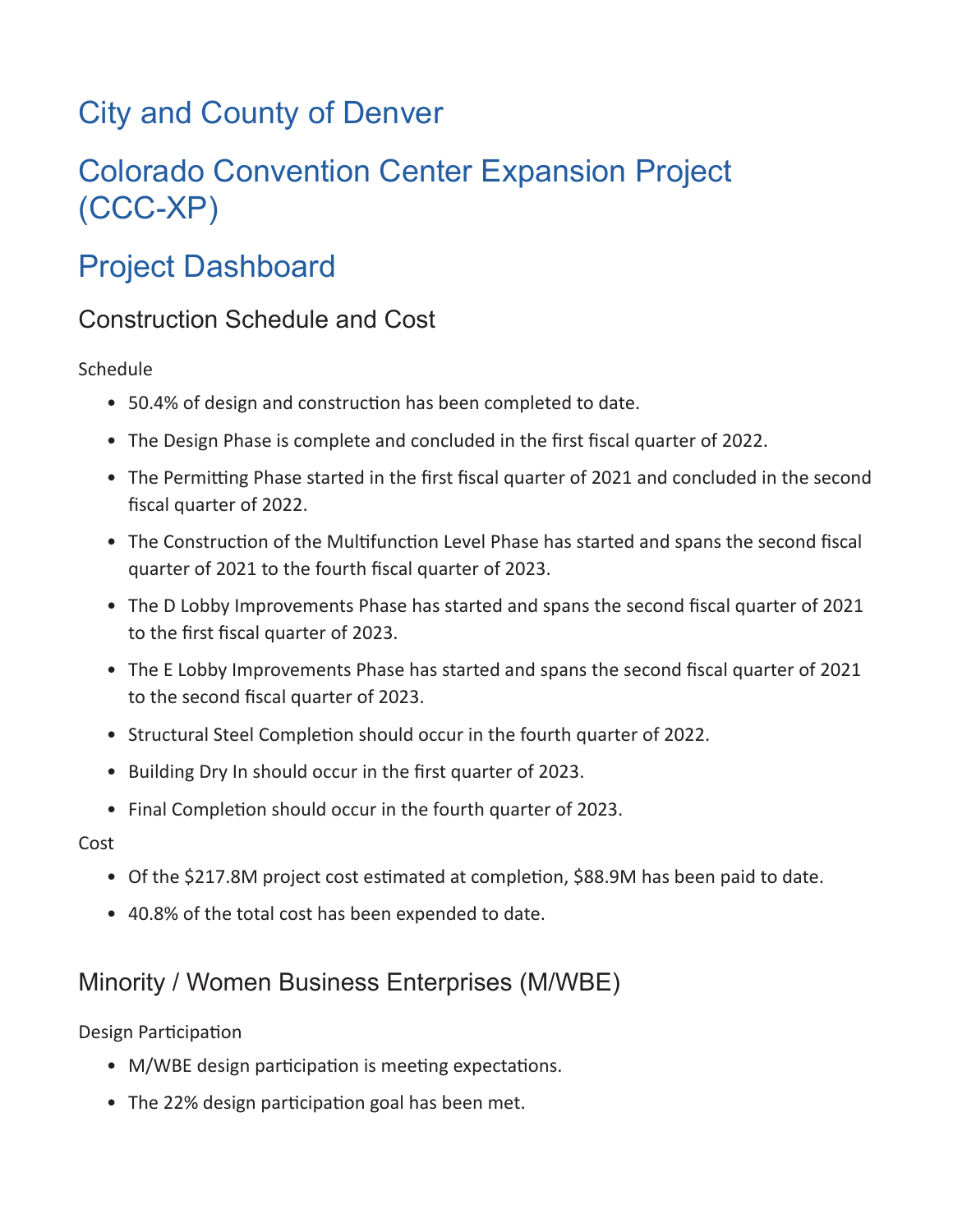# City and County of Denver

# Colorado Convention Center Expansion Project (CCC-XP)

# Project Dashboard

## Construction Schedule and Cost

Schedule

- 50.4% of design and construction has been completed to date.
- The Design Phase is complete and concluded in the first fiscal quarter of 2022.
- The Permitting Phase started in the first fiscal quarter of 2021 and concluded in the second fiscal quarter of 2022.
- The Construction of the Multifunction Level Phase has started and spans the second fiscal quarter of 2021 to the fourth fiscal quarter of 2023.
- The D Lobby Improvements Phase has started and spans the second fiscal quarter of 2021 to the first fiscal quarter of 2023.
- The E Lobby Improvements Phase has started and spans the second fiscal quarter of 2021 to the second fiscal quarter of 2023.
- Structural Steel Completion should occur in the fourth quarter of 2022.
- Building Dry In should occur in the first quarter of 2023.
- Final Completion should occur in the fourth quarter of 2023.

Cost

- Of the $217.8M project cost estimated at completion, $88.9M has been paid to date.
- 40.8% of the total cost has been expended to date.

## Minority / Women Business Enterprises (M/WBE)

Design Participation

- M/WBE design participation is meeting expectations.
- The 22% design participation goal has been met.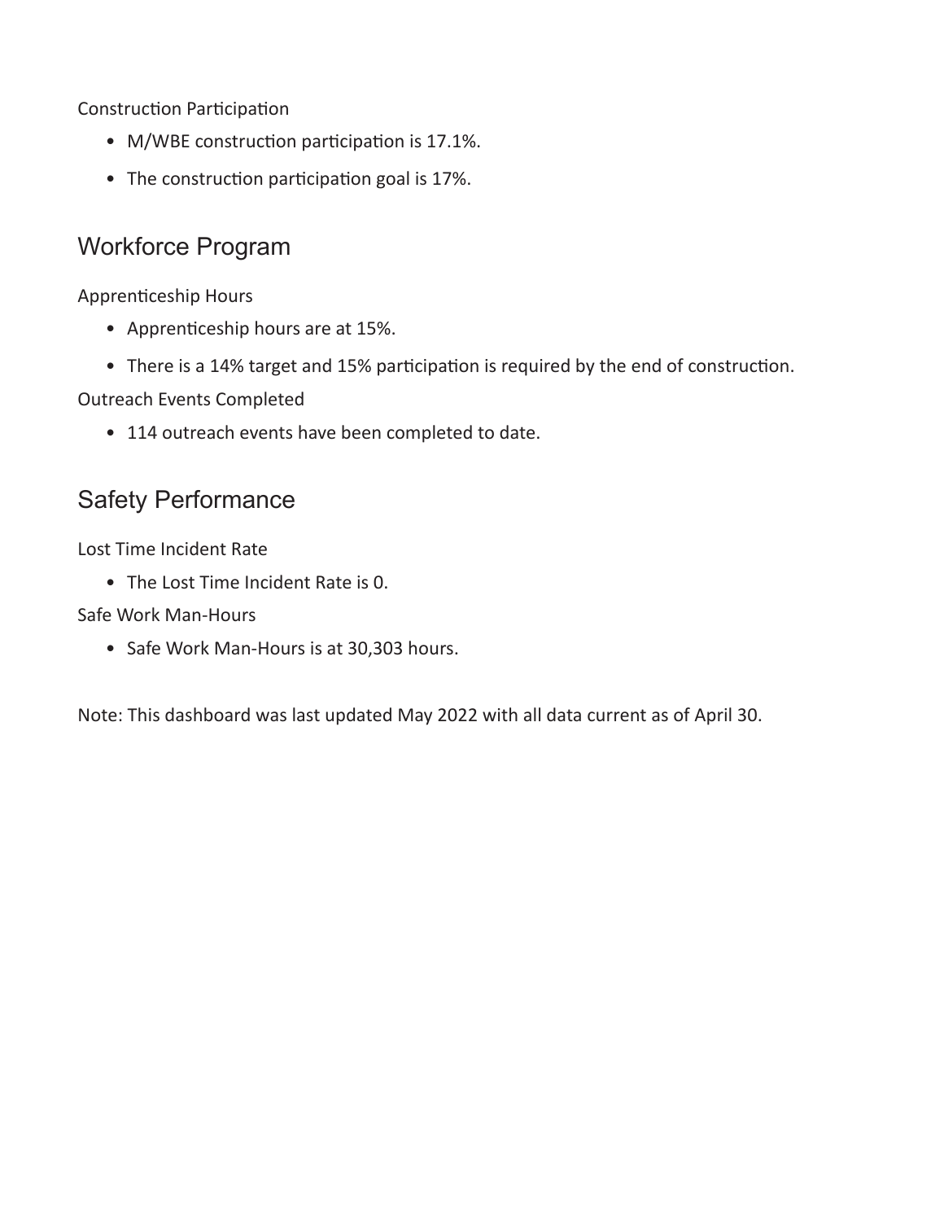Construction Participation

- M/WBE construction participation is 17.1%.
- The construction participation goal is 17%.

## Workforce Program

Apprenticeship Hours

- Apprenticeship hours are at 15%.
- There is a 14% target and 15% participation is required by the end of construction.

Outreach Events Completed

- 114 outreach events have been completed to date.

## Safety Performance

Lost Time Incident Rate

- The Lost Time Incident Rate is 0.

Safe Work Man-Hours

- Safe Work Man-Hours is at 30,303 hours.

Note: This dashboard was last updated May 2022 with all data current as of April 30.